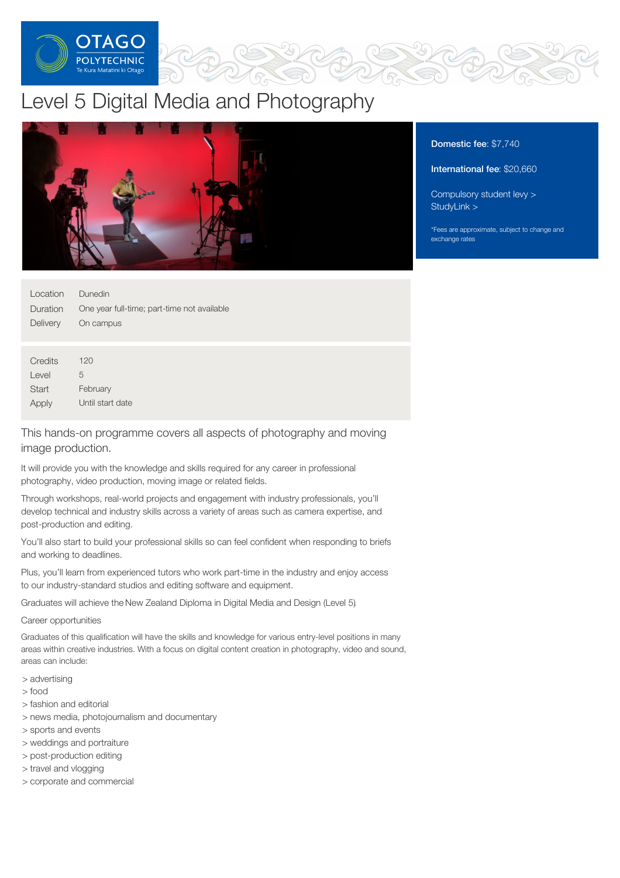# Level 5 Digital Media and Photography

**Domestic fee**: $7,740

**International fee**: $20,660

Compulsory student levy >
StudyLink >

*Fees are approximate, subject to change and exchange rates

| | |
|---|---|
| Location | Dunedin |
| Duration | One year full-time; part-time not available |
| Delivery | On campus |

| | |
|---|---|
| Credits | 120 |
| Level | 5 |
| Start | February |
| Apply | Until start date |

## This hands-on programme covers all aspects of photography and moving image production.

It will provide you with the knowledge and skills required for any career in professional photography, video production, moving image or related fields.

Through workshops, real-world projects and engagement with industry professionals, you'll develop technical and industry skills across a variety of areas such as camera expertise, and post-production and editing.

You'll also start to build your professional skills so can feel confident when responding to briefs and working to deadlines.

Plus, you'll learn from experienced tutors who work part-time in the industry and enjoy access to our industry-standard studios and editing software and equipment.

Graduates will achieve the New Zealand Diploma in Digital Media and Design (Level 5)

### Career opportunities

Graduates of this qualification will have the skills and knowledge for various entry-level positions in many areas within creative industries. With a focus on digital content creation in photography, video and sound, areas can include:

> advertising
> food
> fashion and editorial
> news media, photojournalism and documentary
> sports and events
> weddings and portraiture
> post-production editing
> travel and vlogging
> corporate and commercial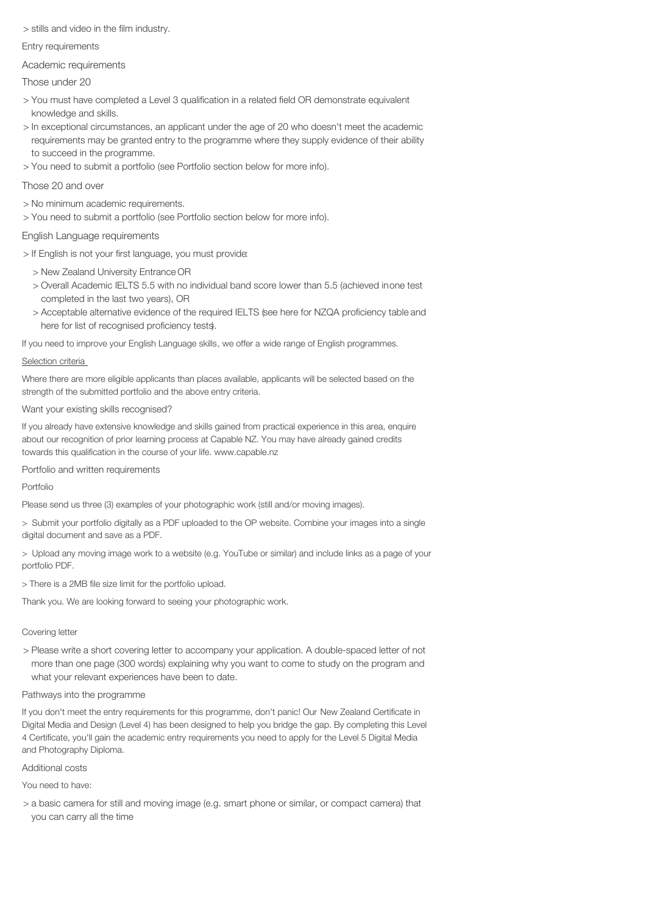> stills and video in the film industry.

## Entry requirements

### Academic requirements

#### Those under 20

> You must have completed a Level 3 qualification in a related field OR demonstrate equivalent knowledge and skills.

> In exceptional circumstances, an applicant under the age of 20 who doesn't meet the academic requirements may be granted entry to the programme where they supply evidence of their ability to succeed in the programme.

> You need to submit a portfolio (see Portfolio section below for more info).

#### Those 20 and over

> No minimum academic requirements.

> You need to submit a portfolio (see Portfolio section below for more info).

### English Language requirements

> If English is not your first language, you must provide:

> New Zealand University Entrance OR

> Overall Academic IELTS 5.5 with no individual band score lower than 5.5 (achieved in one test completed in the last two years), OR

> Acceptable alternative evidence of the required IELTS (see here for NZQA proficiency table and here for list of recognised proficiency tests).

If you need to improve your English Language skills, we offer a wide range of English programmes.

Selection criteria

Where there are more eligible applicants than places available, applicants will be selected based on the strength of the submitted portfolio and the above entry criteria.

### Want your existing skills recognised?

If you already have extensive knowledge and skills gained from practical experience in this area, enquire about our recognition of prior learning process at Capable NZ. You may have already gained credits towards this qualification in the course of your life. www.capable.nz

### Portfolio and written requirements

#### Portfolio

Please send us three (3) examples of your photographic work (still and/or moving images).

> Submit your portfolio digitally as a PDF uploaded to the OP website. Combine your images into a single digital document and save as a PDF.

> Upload any moving image work to a website (e.g. YouTube or similar) and include links as a page of your portfolio PDF.

> There is a 2MB file size limit for the portfolio upload.

Thank you. We are looking forward to seeing your photographic work.

#### Covering letter

> Please write a short covering letter to accompany your application. A double-spaced letter of not more than one page (300 words) explaining why you want to come to study on the program and what your relevant experiences have been to date.

### Pathways into the programme

If you don't meet the entry requirements for this programme, don't panic! Our New Zealand Certificate in Digital Media and Design (Level 4) has been designed to help you bridge the gap. By completing this Level 4 Certificate, you'll gain the academic entry requirements you need to apply for the Level 5 Digital Media and Photography Diploma.

### Additional costs

You need to have:

> a basic camera for still and moving image (e.g. smart phone or similar, or compact camera) that you can carry all the time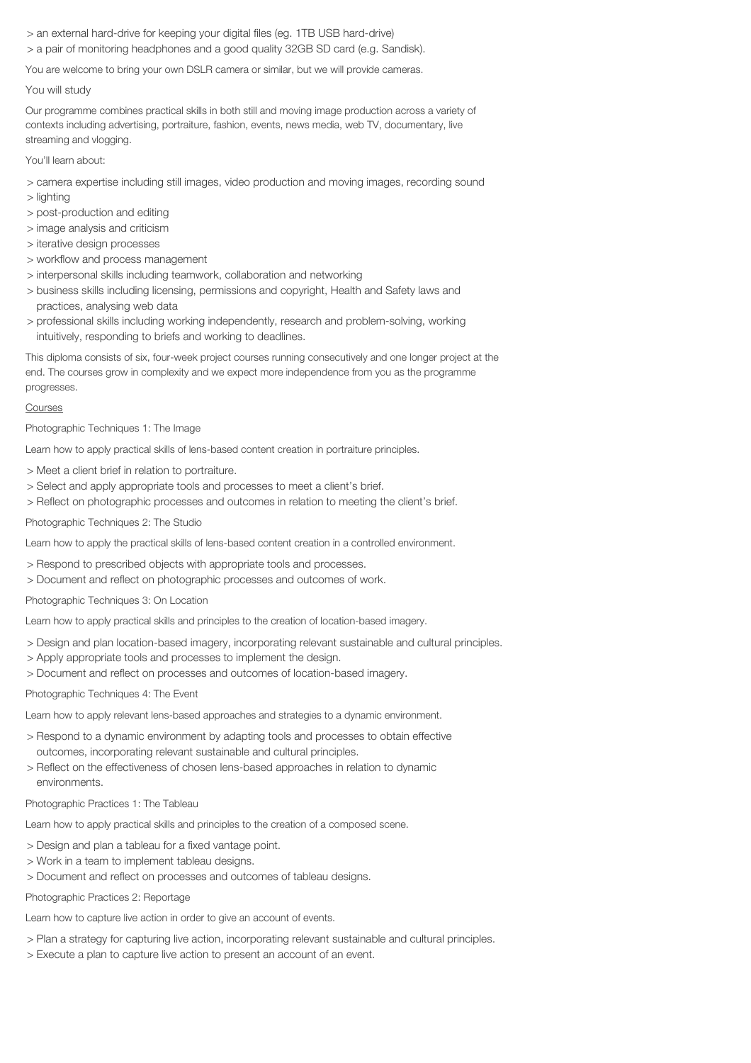- an external hard-drive for keeping your digital files (eg. 1TB USB hard-drive)
- a pair of monitoring headphones and a good quality 32GB SD card (e.g. Sandisk).

You are welcome to bring your own DSLR camera or similar, but we will provide cameras.

You will study

Our programme combines practical skills in both still and moving image production across a variety of contexts including advertising, portraiture, fashion, events, news media, web TV, documentary, live streaming and vlogging.

You'll learn about:

- camera expertise including still images, video production and moving images, recording sound
- lighting
- post-production and editing
- image analysis and criticism
- iterative design processes
- workflow and process management
- interpersonal skills including teamwork, collaboration and networking
- business skills including licensing, permissions and copyright, Health and Safety laws and practices, analysing web data
- professional skills including working independently, research and problem-solving, working intuitively, responding to briefs and working to deadlines.

This diploma consists of six, four-week project courses running consecutively and one longer project at the end. The courses grow in complexity and we expect more independence from you as the programme progresses.

Courses

Photographic Techniques 1: The Image

Learn how to apply practical skills of lens-based content creation in portraiture principles.

- Meet a client brief in relation to portraiture.
- Select and apply appropriate tools and processes to meet a client's brief.
- Reflect on photographic processes and outcomes in relation to meeting the client's brief.

Photographic Techniques 2: The Studio

Learn how to apply the practical skills of lens-based content creation in a controlled environment.

- Respond to prescribed objects with appropriate tools and processes.
- Document and reflect on photographic processes and outcomes of work.

Photographic Techniques 3: On Location

Learn how to apply practical skills and principles to the creation of location-based imagery.

- Design and plan location-based imagery, incorporating relevant sustainable and cultural principles.
- Apply appropriate tools and processes to implement the design.
- Document and reflect on processes and outcomes of location-based imagery.

Photographic Techniques 4: The Event

Learn how to apply relevant lens-based approaches and strategies to a dynamic environment.

- Respond to a dynamic environment by adapting tools and processes to obtain effective outcomes, incorporating relevant sustainable and cultural principles.
- Reflect on the effectiveness of chosen lens-based approaches in relation to dynamic environments.

Photographic Practices 1: The Tableau

Learn how to apply practical skills and principles to the creation of a composed scene.

- Design and plan a tableau for a fixed vantage point.
- Work in a team to implement tableau designs.
- Document and reflect on processes and outcomes of tableau designs.

Photographic Practices 2: Reportage

Learn how to capture live action in order to give an account of events.

- Plan a strategy for capturing live action, incorporating relevant sustainable and cultural principles.
- Execute a plan to capture live action to present an account of an event.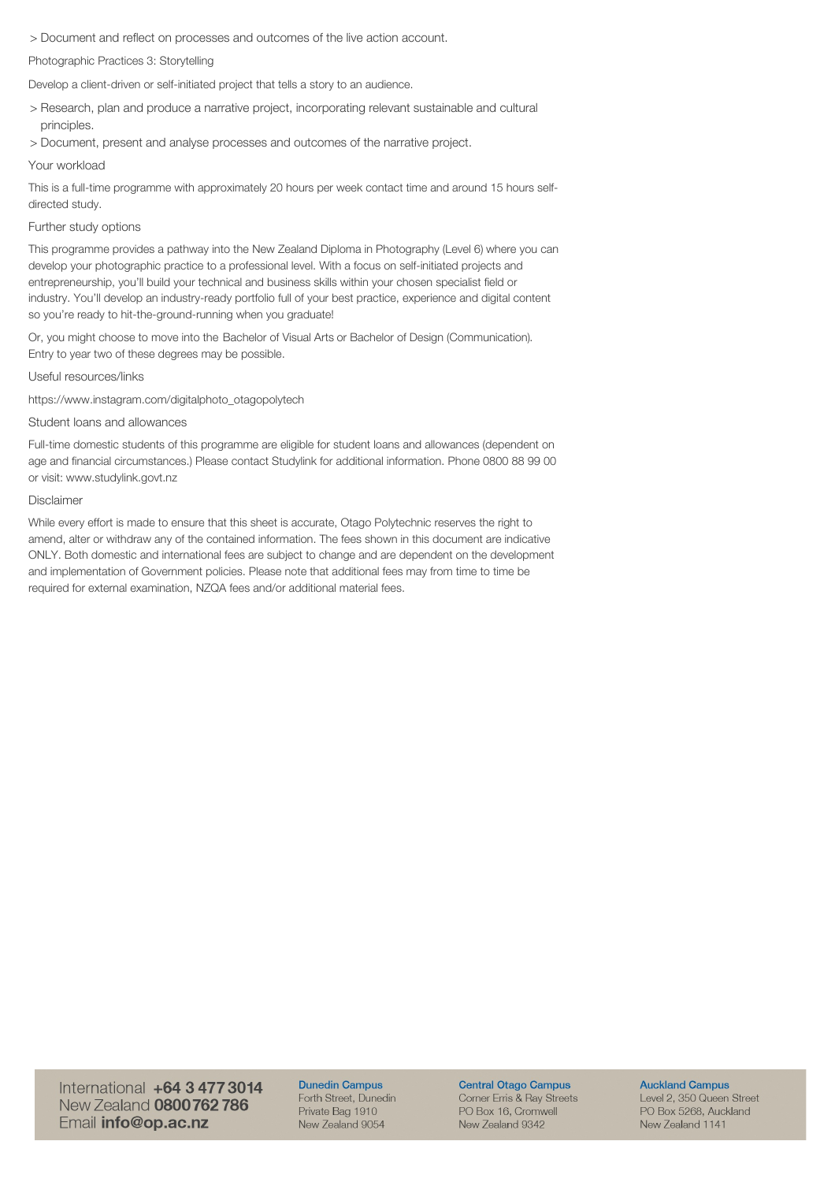> Document and reflect on processes and outcomes of the live action account.

### Photographic Practices 3: Storytelling

Develop a client-driven or self-initiated project that tells a story to an audience.

> Research, plan and produce a narrative project, incorporating relevant sustainable and cultural principles.
> Document, present and analyse processes and outcomes of the narrative project.

## Your workload

This is a full-time programme with approximately 20 hours per week contact time and around 15 hours self-directed study.

## Further study options

This programme provides a pathway into the New Zealand Diploma in Photography (Level 6) where you can develop your photographic practice to a professional level. With a focus on self-initiated projects and entrepreneurship, you'll build your technical and business skills within your chosen specialist field or industry. You'll develop an industry-ready portfolio full of your best practice, experience and digital content so you're ready to hit-the-ground-running when you graduate!

Or, you might choose to move into the Bachelor of Visual Arts or Bachelor of Design (Communication). Entry to year two of these degrees may be possible.

## Useful resources/links

https://www.instagram.com/digitalphoto_otagopolytech

## Student loans and allowances

Full-time domestic students of this programme are eligible for student loans and allowances (dependent on age and financial circumstances.) Please contact Studylink for additional information. Phone 0800 88 99 00 or visit: www.studylink.govt.nz

## Disclaimer

While every effort is made to ensure that this sheet is accurate, Otago Polytechnic reserves the right to amend, alter or withdraw any of the contained information. The fees shown in this document are indicative ONLY. Both domestic and international fees are subject to change and are dependent on the development and implementation of Government policies. Please note that additional fees may from time to time be required for external examination, NZQA fees and/or additional material fees.

International **+64 3 477 3014**
New Zealand **0800 762 786**
Email **info@op.ac.nz**

**Dunedin Campus**
Forth Street, Dunedin
Private Bag 1910
New Zealand 9054

**Central Otago Campus**
Corner Erris & Ray Streets
PO Box 16, Cromwell
New Zealand 9342

**Auckland Campus**
Level 2, 350 Queen Street
PO Box 5268, Auckland
New Zealand 1141